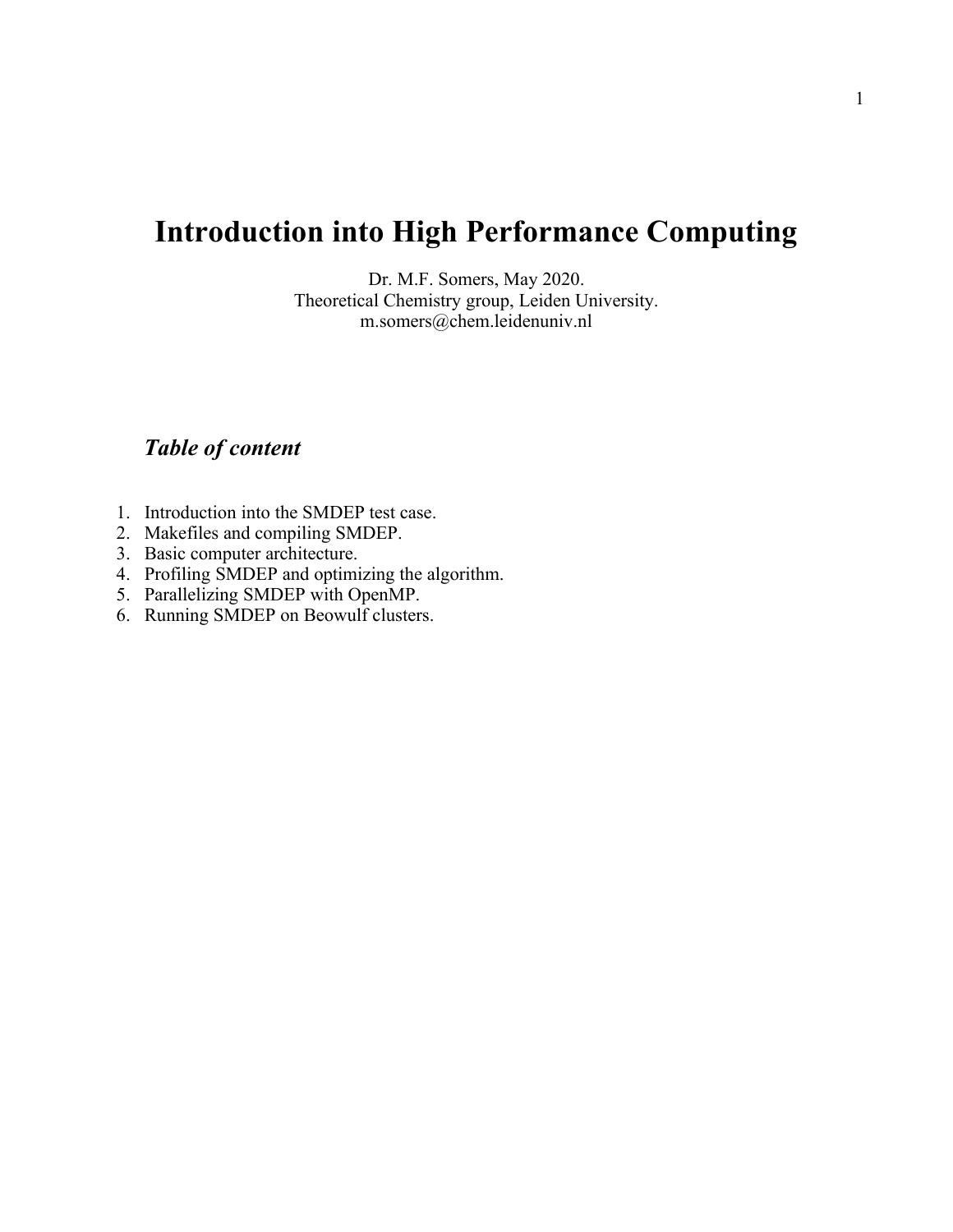# Introduction into High Performance Computing

Dr. M.F. Somers, May 2020.
Theoretical Chemistry group, Leiden University.
m.somers@chem.leidenuniv.nl

## *Table of content*

1. Introduction into the SMDEP test case.
2. Makefiles and compiling SMDEP.
3. Basic computer architecture.
4. Profiling SMDEP and optimizing the algorithm.
5. Parallelizing SMDEP with OpenMP.
6. Running SMDEP on Beowulf clusters.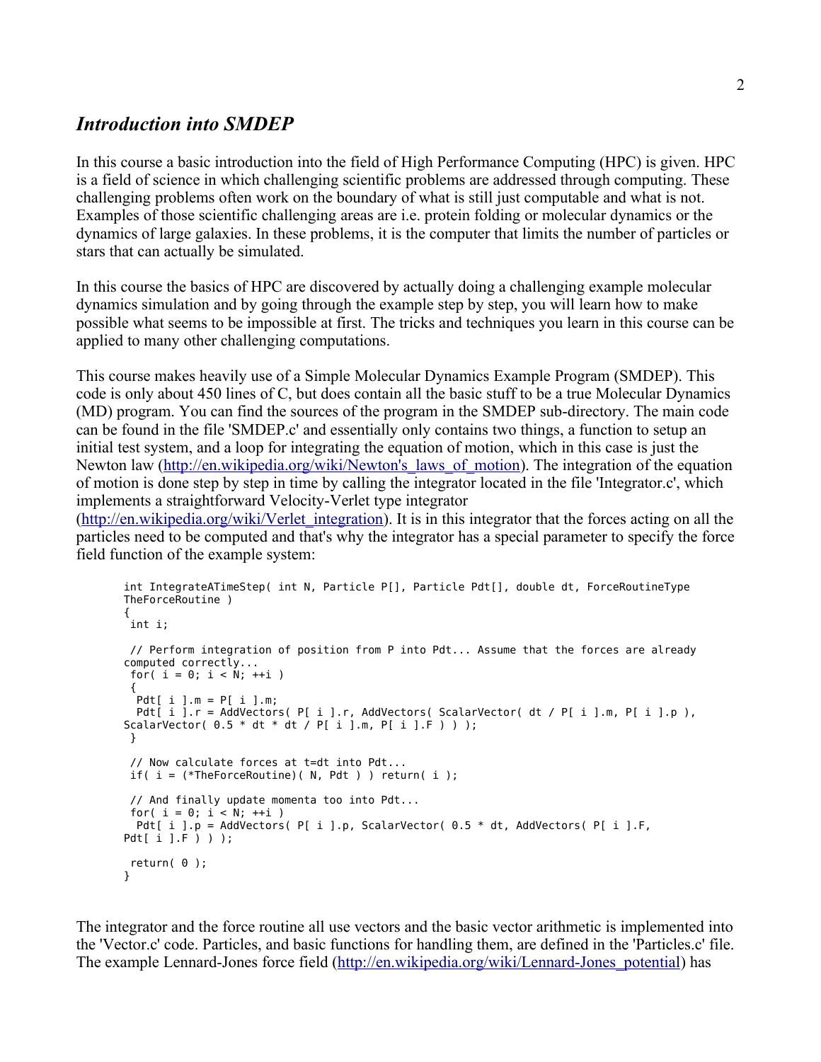## *Introduction into SMDEP*

In this course a basic introduction into the field of High Performance Computing (HPC) is given. HPC is a field of science in which challenging scientific problems are addressed through computing. These challenging problems often work on the boundary of what is still just computable and what is not. Examples of those scientific challenging areas are i.e. protein folding or molecular dynamics or the dynamics of large galaxies. In these problems, it is the computer that limits the number of particles or stars that can actually be simulated.

In this course the basics of HPC are discovered by actually doing a challenging example molecular dynamics simulation and by going through the example step by step, you will learn how to make possible what seems to be impossible at first. The tricks and techniques you learn in this course can be applied to many other challenging computations.

This course makes heavily use of a Simple Molecular Dynamics Example Program (SMDEP). This code is only about 450 lines of C, but does contain all the basic stuff to be a true Molecular Dynamics (MD) program. You can find the sources of the program in the SMDEP sub-directory. The main code can be found in the file 'SMDEP.c' and essentially only contains two things, a function to setup an initial test system, and a loop for integrating the equation of motion, which in this case is just the Newton law (http://en.wikipedia.org/wiki/Newton's_laws_of_motion). The integration of the equation of motion is done step by step in time by calling the integrator located in the file 'Integrator.c', which implements a straightforward Velocity-Verlet type integrator (http://en.wikipedia.org/wiki/Verlet_integration). It is in this integrator that the forces acting on all the particles need to be computed and that's why the integrator has a special parameter to specify the force field function of the example system:

```
int IntegrateATimeStep( int N, Particle P[], Particle Pdt[], double dt, ForceRoutineType
TheForceRoutine )
{
 int i;

 // Perform integration of position from P into Pdt... Assume that the forces are already
computed correctly...
 for( i = 0; i < N; ++i )
 {
  Pdt[ i ].m = P[ i ].m;
  Pdt[ i ].r = AddVectors( P[ i ].r, AddVectors( ScalarVector( dt / P[ i ].m, P[ i ].p ),
ScalarVector( 0.5 * dt * dt / P[ i ].m, P[ i ].F ) ) );
 }

 // Now calculate forces at t=dt into Pdt...
 if( i = (*TheForceRoutine)( N, Pdt ) ) return( i );

 // And finally update momenta too into Pdt...
 for( i = 0; i < N; ++i )
  Pdt[ i ].p = AddVectors( P[ i ].p, ScalarVector( 0.5 * dt, AddVectors( P[ i ].F,
Pdt[ i ].F ) ) );

 return( 0 );
}
```

The integrator and the force routine all use vectors and the basic vector arithmetic is implemented into the 'Vector.c' code. Particles, and basic functions for handling them, are defined in the 'Particles.c' file. The example Lennard-Jones force field (http://en.wikipedia.org/wiki/Lennard-Jones_potential) has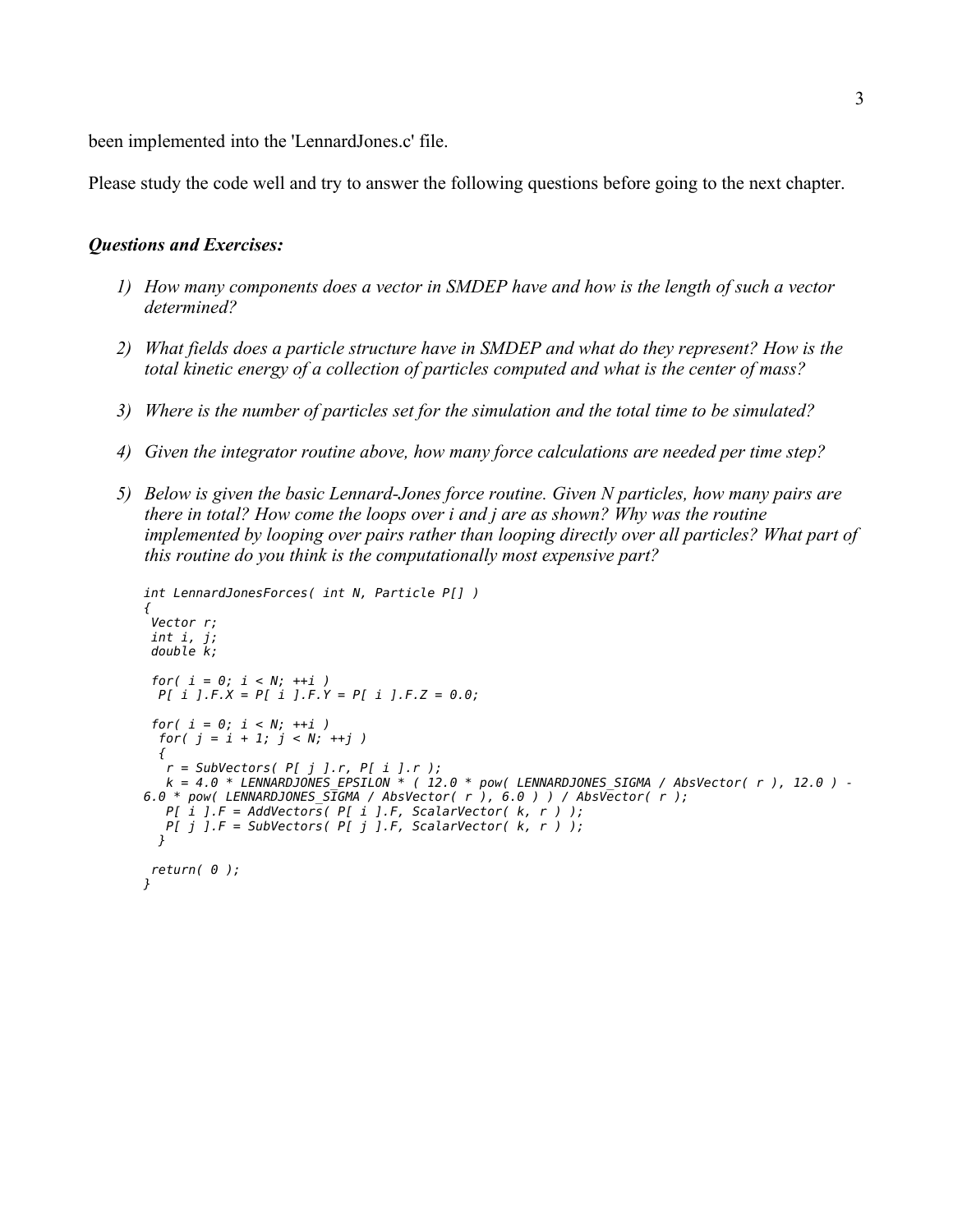been implemented into the 'LennardJones.c' file.

Please study the code well and try to answer the following questions before going to the next chapter.

***Questions and Exercises:***

1) *How many components does a vector in SMDEP have and how is the length of such a vector determined?*

2) *What fields does a particle structure have in SMDEP and what do they represent? How is the total kinetic energy of a collection of particles computed and what is the center of mass?*

3) *Where is the number of particles set for the simulation and the total time to be simulated?*

4) *Given the integrator routine above, how many force calculations are needed per time step?*

5) *Below is given the basic Lennard-Jones force routine. Given N particles, how many pairs are there in total? How come the loops over i and j are as shown? Why was the routine implemented by looping over pairs rather than looping directly over all particles? What part of this routine do you think is the computationally most expensive part?*

```
int LennardJonesForces( int N, Particle P[] )
{
 Vector r;
 int i, j;
 double k;

 for( i = 0; i < N; ++i )
  P[ i ].F.X = P[ i ].F.Y = P[ i ].F.Z = 0.0;

 for( i = 0; i < N; ++i )
  for( j = i + 1; j < N; ++j )
  {
   r = SubVectors( P[ j ].r, P[ i ].r );
   k = 4.0 * LENNARDJONES_EPSILON * ( 12.0 * pow( LENNARDJONES_SIGMA / AbsVector( r ), 12.0 ) -
6.0 * pow( LENNARDJONES_SIGMA / AbsVector( r ), 6.0 ) ) / AbsVector( r );
   P[ i ].F = AddVectors( P[ i ].F, ScalarVector( k, r ) );
   P[ j ].F = SubVectors( P[ j ].F, ScalarVector( k, r ) );
  }

 return( 0 );
}
```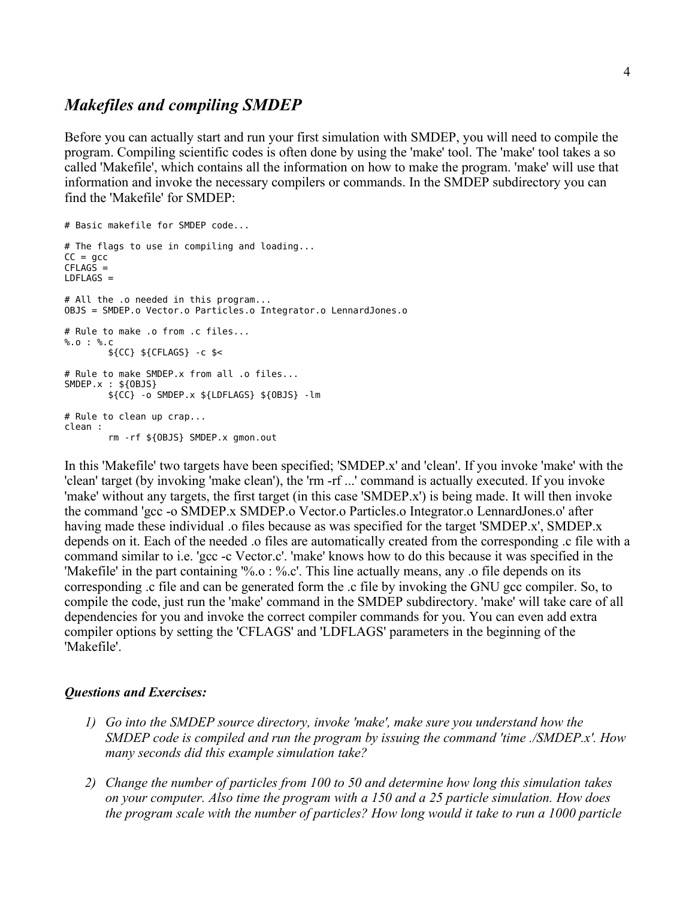## *Makefiles and compiling SMDEP*

Before you can actually start and run your first simulation with SMDEP, you will need to compile the program. Compiling scientific codes is often done by using the 'make' tool. The 'make' tool takes a so called 'Makefile', which contains all the information on how to make the program. 'make' will use that information and invoke the necessary compilers or commands. In the SMDEP subdirectory you can find the 'Makefile' for SMDEP:

```
# Basic makefile for SMDEP code...

# The flags to use in compiling and loading...
CC = gcc
CFLAGS =
LDFLAGS =

# All the .o needed in this program...
OBJS = SMDEP.o Vector.o Particles.o Integrator.o LennardJones.o

# Rule to make .o from .c files...
%.o : %.c
        ${CC} ${CFLAGS} -c $<

# Rule to make SMDEP.x from all .o files...
SMDEP.x : ${OBJS}
        ${CC} -o SMDEP.x ${LDFLAGS} ${OBJS} -lm

# Rule to clean up crap...
clean :
        rm -rf ${OBJS} SMDEP.x gmon.out
```

In this 'Makefile' two targets have been specified; 'SMDEP.x' and 'clean'. If you invoke 'make' with the 'clean' target (by invoking 'make clean'), the 'rm -rf ...' command is actually executed. If you invoke 'make' without any targets, the first target (in this case 'SMDEP.x') is being made. It will then invoke the command 'gcc -o SMDEP.x SMDEP.o Vector.o Particles.o Integrator.o LennardJones.o' after having made these individual .o files because as was specified for the target 'SMDEP.x', SMDEP.x depends on it. Each of the needed .o files are automatically created from the corresponding .c file with a command similar to i.e. 'gcc -c Vector.c'. 'make' knows how to do this because it was specified in the 'Makefile' in the part containing '%.o : %.c'. This line actually means, any .o file depends on its corresponding .c file and can be generated form the .c file by invoking the GNU gcc compiler. So, to compile the code, just run the 'make' command in the SMDEP subdirectory. 'make' will take care of all dependencies for you and invoke the correct compiler commands for you. You can even add extra compiler options by setting the 'CFLAGS' and 'LDFLAGS' parameters in the beginning of the 'Makefile'.

### *Questions and Exercises:*

1) *Go into the SMDEP source directory, invoke 'make', make sure you understand how the SMDEP code is compiled and run the program by issuing the command 'time ./SMDEP.x'. How many seconds did this example simulation take?*

2) *Change the number of particles from 100 to 50 and determine how long this simulation takes on your computer. Also time the program with a 150 and a 25 particle simulation. How does the program scale with the number of particles? How long would it take to run a 1000 particle*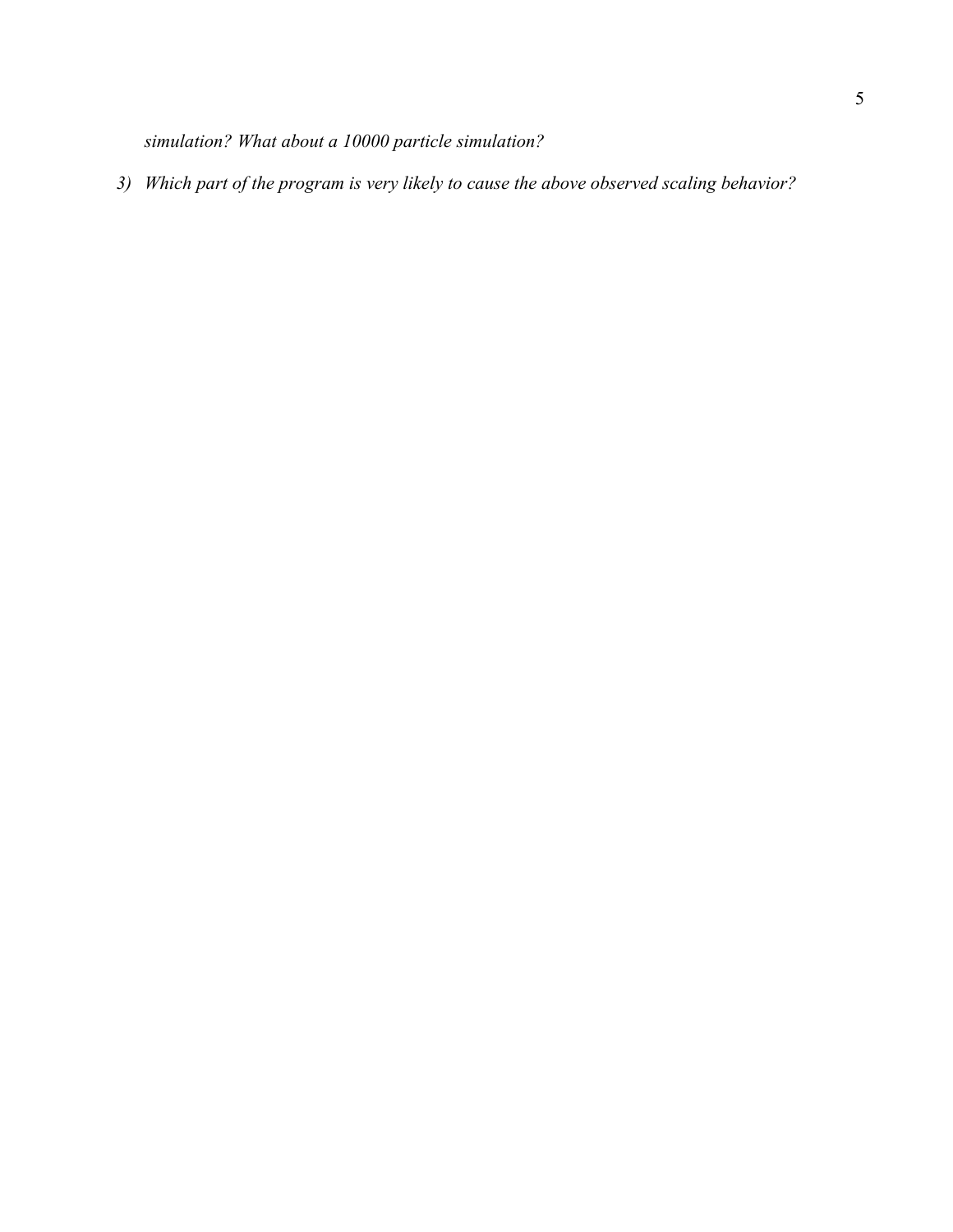*simulation? What about a 10000 particle simulation?*

3) *Which part of the program is very likely to cause the above observed scaling behavior?*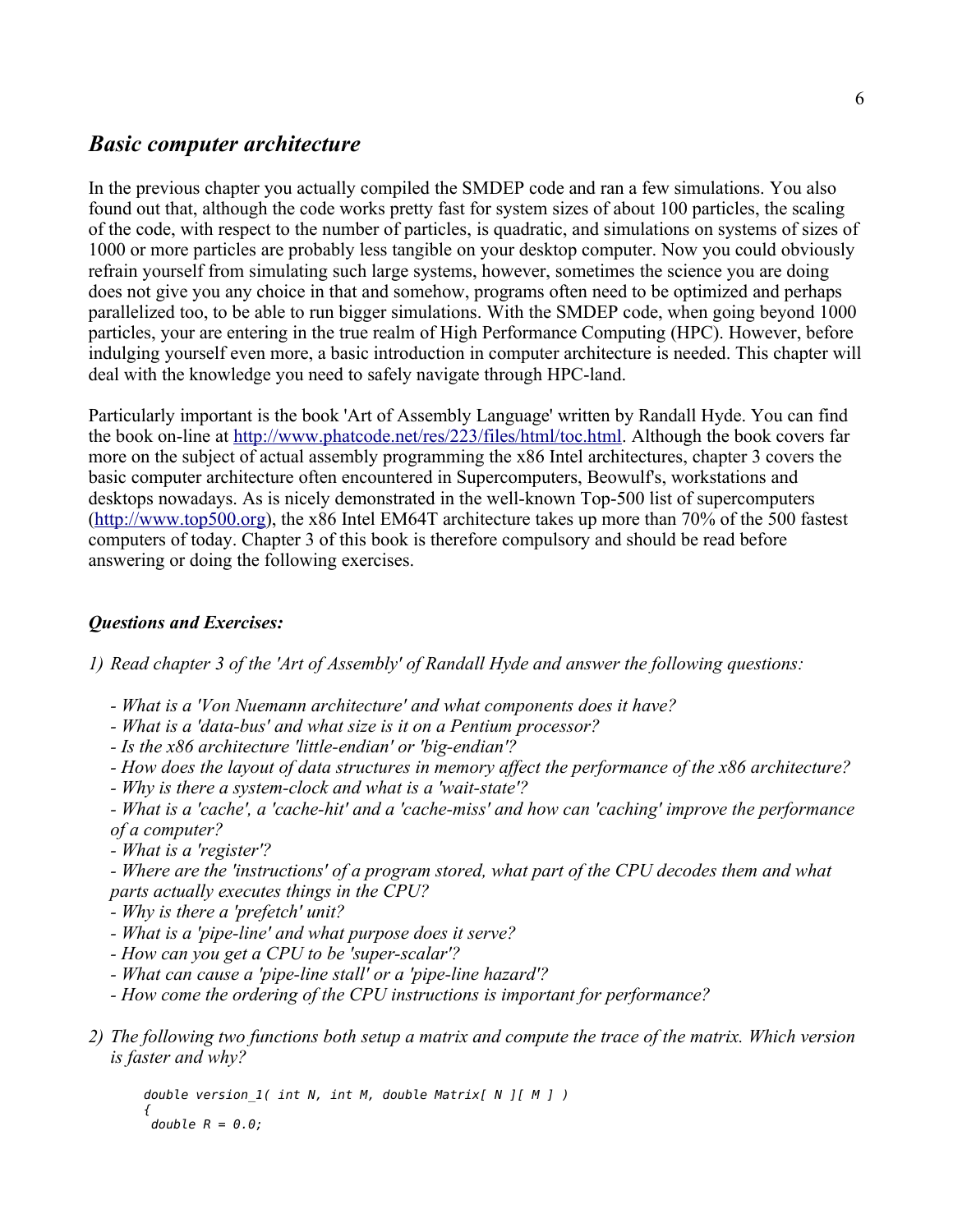## *Basic computer architecture*

In the previous chapter you actually compiled the SMDEP code and ran a few simulations. You also found out that, although the code works pretty fast for system sizes of about 100 particles, the scaling of the code, with respect to the number of particles, is quadratic, and simulations on systems of sizes of 1000 or more particles are probably less tangible on your desktop computer. Now you could obviously refrain yourself from simulating such large systems, however, sometimes the science you are doing does not give you any choice in that and somehow, programs often need to be optimized and perhaps parallelized too, to be able to run bigger simulations. With the SMDEP code, when going beyond 1000 particles, your are entering in the true realm of High Performance Computing (HPC). However, before indulging yourself even more, a basic introduction in computer architecture is needed. This chapter will deal with the knowledge you need to safely navigate through HPC-land.

Particularly important is the book 'Art of Assembly Language' written by Randall Hyde. You can find the book on-line at http://www.phatcode.net/res/223/files/html/toc.html. Although the book covers far more on the subject of actual assembly programming the x86 Intel architectures, chapter 3 covers the basic computer architecture often encountered in Supercomputers, Beowulf's, workstations and desktops nowadays. As is nicely demonstrated in the well-known Top-500 list of supercomputers (http://www.top500.org), the x86 Intel EM64T architecture takes up more than 70% of the 500 fastest computers of today. Chapter 3 of this book is therefore compulsory and should be read before answering or doing the following exercises.

### *Questions and Exercises:*

1) *Read chapter 3 of the 'Art of Assembly' of Randall Hyde and answer the following questions:*

   - *What is a 'Von Nuemann architecture' and what components does it have?*
   - *What is a 'data-bus' and what size is it on a Pentium processor?*
   - *Is the x86 architecture 'little-endian' or 'big-endian'?*
   - *How does the layout of data structures in memory affect the performance of the x86 architecture?*
   - *Why is there a system-clock and what is a 'wait-state'?*
   - *What is a 'cache', a 'cache-hit' and a 'cache-miss' and how can 'caching' improve the performance of a computer?*
   - *What is a 'register'?*
   - *Where are the 'instructions' of a program stored, what part of the CPU decodes them and what parts actually executes things in the CPU?*
   - *Why is there a 'prefetch' unit?*
   - *What is a 'pipe-line' and what purpose does it serve?*
   - *How can you get a CPU to be 'super-scalar'?*
   - *What can cause a 'pipe-line stall' or a 'pipe-line hazard'?*
   - *How come the ordering of the CPU instructions is important for performance?*

2) *The following two functions both setup a matrix and compute the trace of the matrix. Which version is faster and why?*

```
double version_1( int N, int M, double Matrix[ N ][ M ] )
{
 double R = 0.0;
```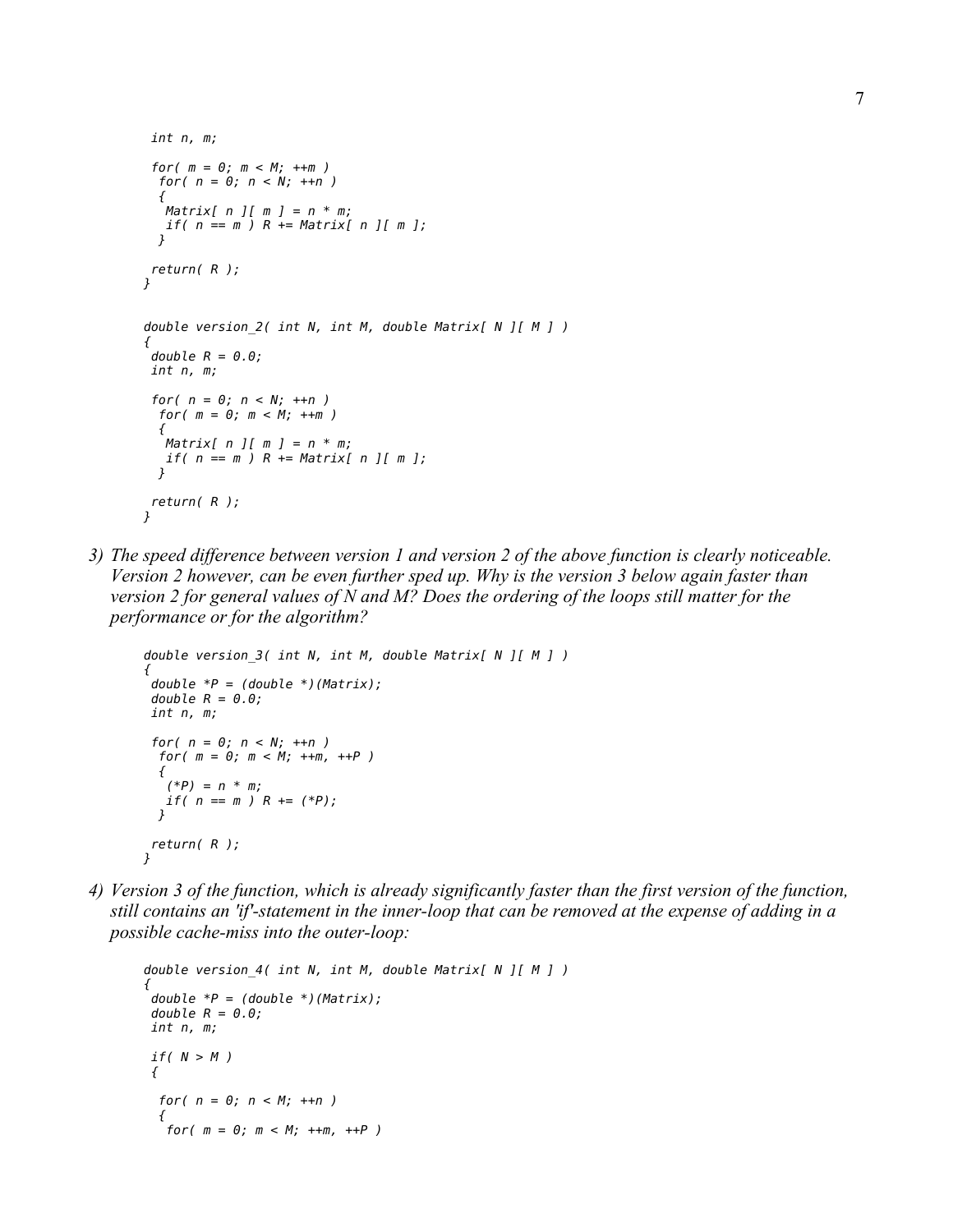```
 int n, m;

 for( m = 0; m < M; ++m )
  for( n = 0; n < N; ++n )
  {
   Matrix[ n ][ m ] = n * m;
   if( n == m ) R += Matrix[ n ][ m ];
  }

 return( R );
}


double version_2( int N, int M, double Matrix[ N ][ M ] )
{
 double R = 0.0;
 int n, m;

 for( n = 0; n < N; ++n )
  for( m = 0; m < M; ++m )
  {
   Matrix[ n ][ m ] = n * m;
   if( n == m ) R += Matrix[ n ][ m ];
  }

 return( R );
}
```

3) *The speed difference between version 1 and version 2 of the above function is clearly noticeable. Version 2 however, can be even further sped up. Why is the version 3 below again faster than version 2 for general values of N and M? Does the ordering of the loops still matter for the performance or for the algorithm?*

```
double version_3( int N, int M, double Matrix[ N ][ M ] )
{
 double *P = (double *)(Matrix);
 double R = 0.0;
 int n, m;

 for( n = 0; n < N; ++n )
  for( m = 0; m < M; ++m, ++P )
  {
   (*P) = n * m;
   if( n == m ) R += (*P);
  }

 return( R );
}
```

4) *Version 3 of the function, which is already significantly faster than the first version of the function, still contains an 'if'-statement in the inner-loop that can be removed at the expense of adding in a possible cache-miss into the outer-loop:*

```
double version_4( int N, int M, double Matrix[ N ][ M ] )
{
 double *P = (double *)(Matrix);
 double R = 0.0;
 int n, m;

 if( N > M )
 {
  for( n = 0; n < M; ++n )
  {
   for( m = 0; m < M; ++m, ++P )
```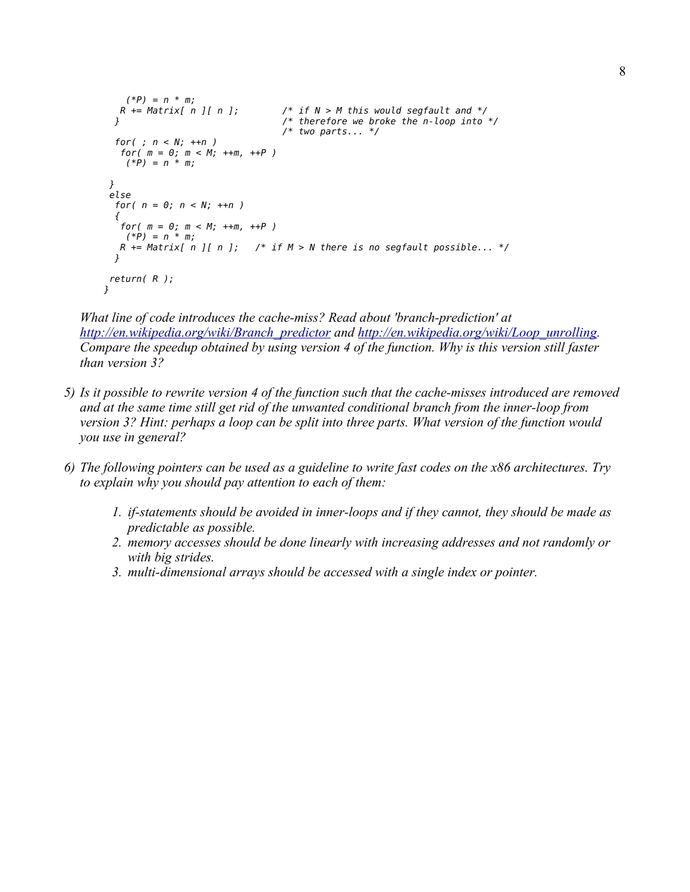```
      (*P) = n * m;
     R += Matrix[ n ][ n ];        /* if N > M this would segfault and */
    }                              /* therefore we broke the n-loop into */
                                   /* two parts... */
    for( ; n < N; ++n )
     for( m = 0; m < M; ++m, ++P )
      (*P) = n * m;

  }
  else
   for( n = 0; n < N; ++n )
   {
    for( m = 0; m < M; ++m, ++P )
      (*P) = n * m;
     R += Matrix[ n ][ n ];   /* if M > N there is no segfault possible... */
   }

  return( R );
}
```

*What line of code introduces the cache-miss? Read about 'branch-prediction' at [http://en.wikipedia.org/wiki/Branch_predictor](http://en.wikipedia.org/wiki/Branch_predictor) and [http://en.wikipedia.org/wiki/Loop_unrolling](http://en.wikipedia.org/wiki/Loop_unrolling). Compare the speedup obtained by using version 4 of the function. Why is this version still faster than version 3?*

5) *Is it possible to rewrite version 4 of the function such that the cache-misses introduced are removed and at the same time still get rid of the unwanted conditional branch from the inner-loop from version 3? Hint: perhaps a loop can be split into three parts. What version of the function would you use in general?*

6) *The following pointers can be used as a guideline to write fast codes on the x86 architectures. Try to explain why you should pay attention to each of them:*

   1. *if-statements should be avoided in inner-loops and if they cannot, they should be made as predictable as possible.*
   2. *memory accesses should be done linearly with increasing addresses and not randomly or with big strides.*
   3. *multi-dimensional arrays should be accessed with a single index or pointer.*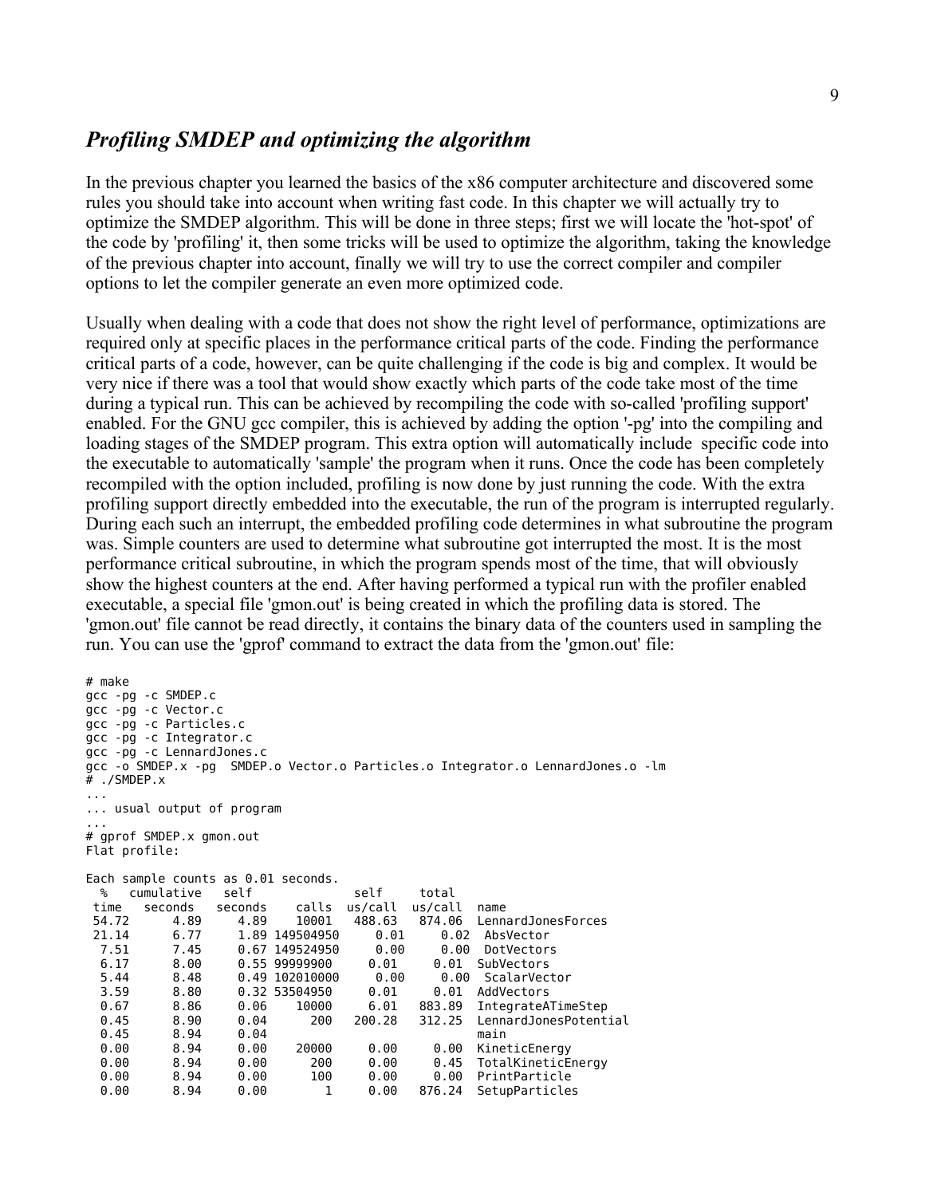## *Profiling SMDEP and optimizing the algorithm*

In the previous chapter you learned the basics of the x86 computer architecture and discovered some rules you should take into account when writing fast code. In this chapter we will actually try to optimize the SMDEP algorithm. This will be done in three steps; first we will locate the 'hot-spot' of the code by 'profiling' it, then some tricks will be used to optimize the algorithm, taking the knowledge of the previous chapter into account, finally we will try to use the correct compiler and compiler options to let the compiler generate an even more optimized code.

Usually when dealing with a code that does not show the right level of performance, optimizations are required only at specific places in the performance critical parts of the code. Finding the performance critical parts of a code, however, can be quite challenging if the code is big and complex. It would be very nice if there was a tool that would show exactly which parts of the code take most of the time during a typical run. This can be achieved by recompiling the code with so-called 'profiling support' enabled. For the GNU gcc compiler, this is achieved by adding the option '-pg' into the compiling and loading stages of the SMDEP program. This extra option will automatically include specific code into the executable to automatically 'sample' the program when it runs. Once the code has been completely recompiled with the option included, profiling is now done by just running the code. With the extra profiling support directly embedded into the executable, the run of the program is interrupted regularly. During each such an interrupt, the embedded profiling code determines in what subroutine the program was. Simple counters are used to determine what subroutine got interrupted the most. It is the most performance critical subroutine, in which the program spends most of the time, that will obviously show the highest counters at the end. After having performed a typical run with the profiler enabled executable, a special file 'gmon.out' is being created in which the profiling data is stored. The 'gmon.out' file cannot be read directly, it contains the binary data of the counters used in sampling the run. You can use the 'gprof' command to extract the data from the 'gmon.out' file:

```
# make
gcc -pg -c SMDEP.c
gcc -pg -c Vector.c
gcc -pg -c Particles.c
gcc -pg -c Integrator.c
gcc -pg -c LennardJones.c
gcc -o SMDEP.x -pg  SMDEP.o Vector.o Particles.o Integrator.o LennardJones.o -lm
# ./SMDEP.x
...
... usual output of program
...
# gprof SMDEP.x gmon.out
Flat profile:

Each sample counts as 0.01 seconds.
  %   cumulative   self              self     total
 time   seconds   seconds    calls  us/call  us/call  name
 54.72      4.89     4.89    10001   488.63   874.06  LennardJonesForces
 21.14      6.77     1.89 149504950     0.01     0.02  AbsVector
  7.51      7.45     0.67 149524950     0.00     0.00  DotVectors
  6.17      8.00     0.55 99999900     0.01     0.01  SubVectors
  5.44      8.48     0.49 102010000     0.00     0.00  ScalarVector
  3.59      8.80     0.32 53504950     0.01     0.01  AddVectors
  0.67      8.86     0.06    10000     6.01   883.89  IntegrateATimeStep
  0.45      8.90     0.04      200   200.28   312.25  LennardJonesPotential
  0.45      8.94     0.04                             main
  0.00      8.94     0.00    20000     0.00     0.00  KineticEnergy
  0.00      8.94     0.00      200     0.00     0.45  TotalKineticEnergy
  0.00      8.94     0.00      100     0.00     0.00  PrintParticle
  0.00      8.94     0.00        1     0.00   876.24  SetupParticles
```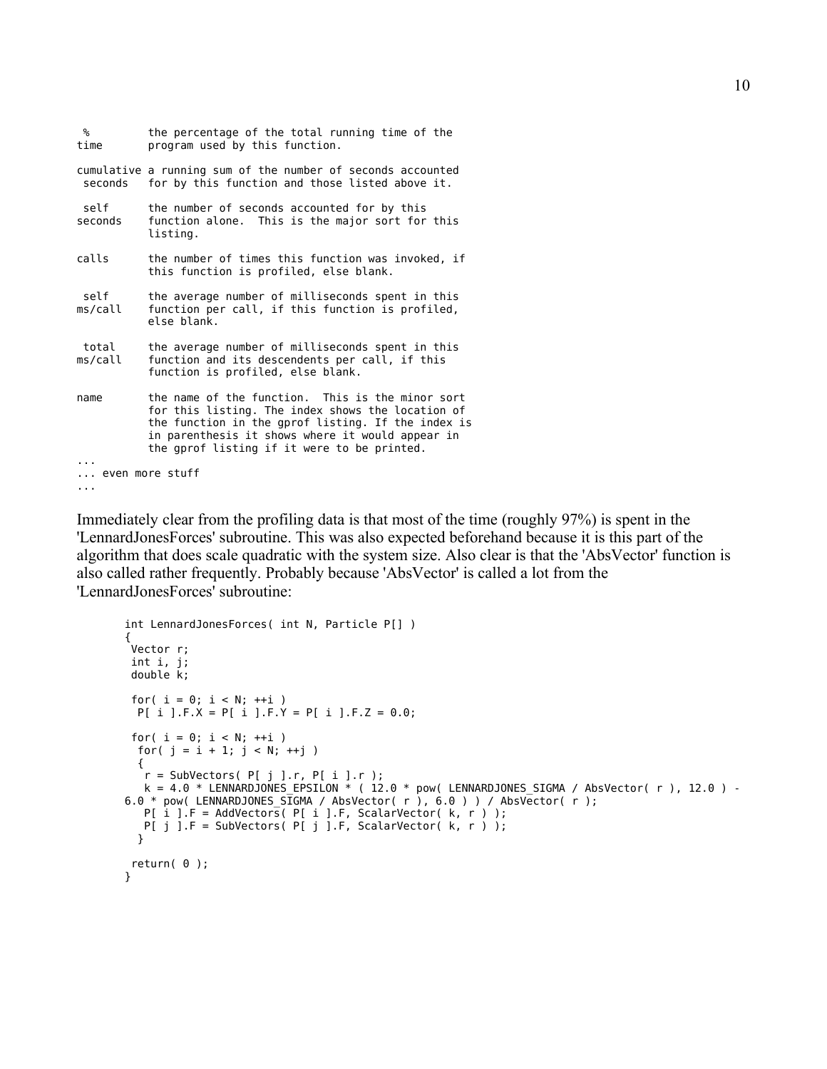```
 %         the percentage of the total running time of the
time       program used by this function.

cumulative a running sum of the number of seconds accounted
 seconds   for by this function and those listed above it.

 self      the number of seconds accounted for by this
seconds    function alone.  This is the major sort for this
           listing.

calls      the number of times this function was invoked, if
           this function is profiled, else blank.

 self      the average number of milliseconds spent in this
ms/call    function per call, if this function is profiled,
           else blank.

 total     the average number of milliseconds spent in this
ms/call    function and its descendents per call, if this
           function is profiled, else blank.

name       the name of the function.  This is the minor sort
           for this listing. The index shows the location of
           the function in the gprof listing. If the index is
           in parenthesis it shows where it would appear in
           the gprof listing if it were to be printed.
...
... even more stuff
...
```

Immediately clear from the profiling data is that most of the time (roughly 97%) is spent in the 'LennardJonesForces' subroutine. This was also expected beforehand because it is this part of the algorithm that does scale quadratic with the system size. Also clear is that the 'AbsVector' function is also called rather frequently. Probably because 'AbsVector' is called a lot from the 'LennardJonesForces' subroutine:

```
int LennardJonesForces( int N, Particle P[] )
{
 Vector r;
 int i, j;
 double k;

 for( i = 0; i < N; ++i )
  P[ i ].F.X = P[ i ].F.Y = P[ i ].F.Z = 0.0;

 for( i = 0; i < N; ++i )
  for( j = i + 1; j < N; ++j )
  {
   r = SubVectors( P[ j ].r, P[ i ].r );
   k = 4.0 * LENNARDJONES_EPSILON * ( 12.0 * pow( LENNARDJONES_SIGMA / AbsVector( r ), 12.0 ) - 
6.0 * pow( LENNARDJONES_SIGMA / AbsVector( r ), 6.0 ) ) / AbsVector( r );
   P[ i ].F = AddVectors( P[ i ].F, ScalarVector( k, r ) );
   P[ j ].F = SubVectors( P[ j ].F, ScalarVector( k, r ) );
  }

 return( 0 );
}
```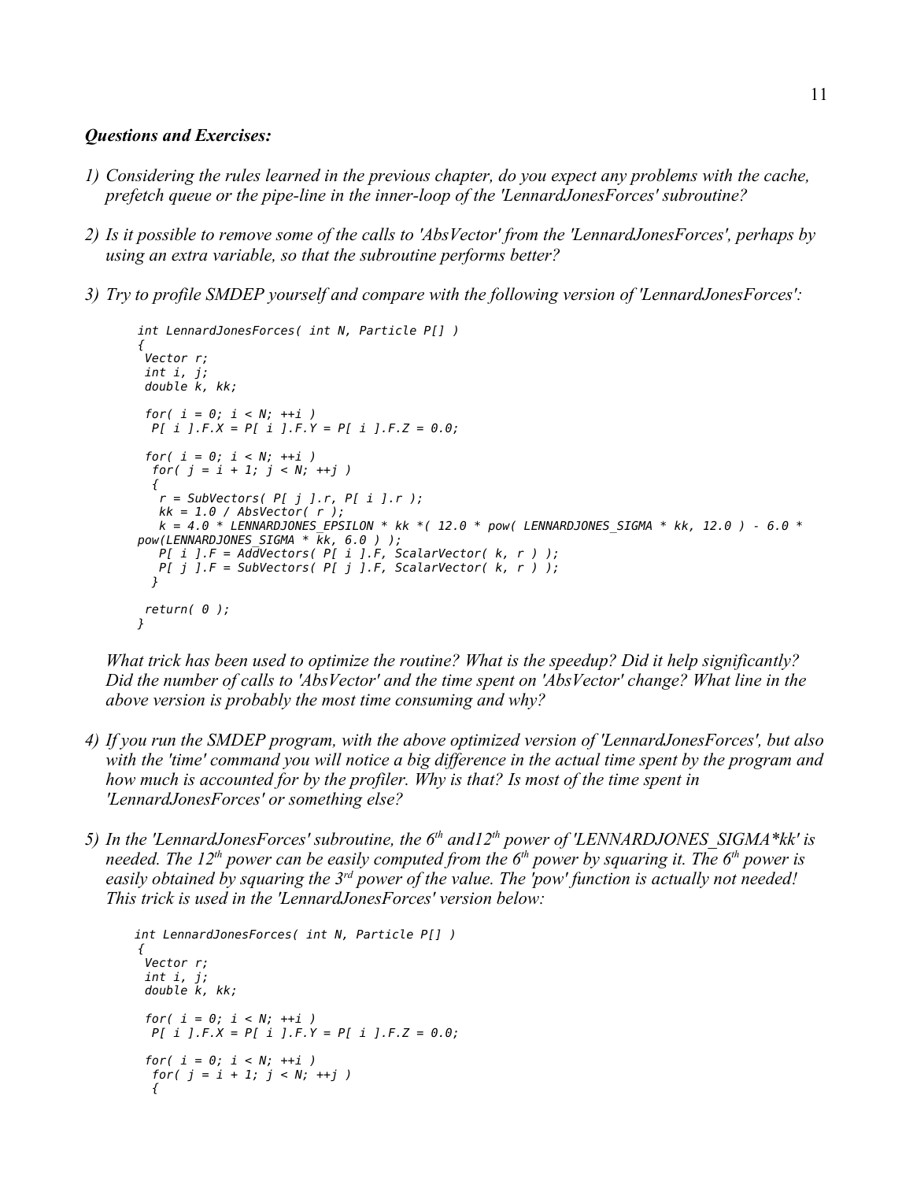***Questions and Exercises:***

1) *Considering the rules learned in the previous chapter, do you expect any problems with the cache, prefetch queue or the pipe-line in the inner-loop of the 'LennardJonesForces' subroutine?*

2) *Is it possible to remove some of the calls to 'AbsVector' from the 'LennardJonesForces', perhaps by using an extra variable, so that the subroutine performs better?*

3) *Try to profile SMDEP yourself and compare with the following version of 'LennardJonesForces':*

```
int LennardJonesForces( int N, Particle P[] )
{
 Vector r;
 int i, j;
 double k, kk;

 for( i = 0; i < N; ++i )
  P[ i ].F.X = P[ i ].F.Y = P[ i ].F.Z = 0.0;

 for( i = 0; i < N; ++i )
  for( j = i + 1; j < N; ++j )
  {
   r = SubVectors( P[ j ].r, P[ i ].r );
   kk = 1.0 / AbsVector( r );
   k = 4.0 * LENNARDJONES_EPSILON * kk *( 12.0 * pow( LENNARDJONES_SIGMA * kk, 12.0 ) - 6.0 *
pow(LENNARDJONES_SIGMA * kk, 6.0 ) );
   P[ i ].F = AddVectors( P[ i ].F, ScalarVector( k, r ) );
   P[ j ].F = SubVectors( P[ j ].F, ScalarVector( k, r ) );
  }

 return( 0 );
}
```

*What trick has been used to optimize the routine? What is the speedup? Did it help significantly? Did the number of calls to 'AbsVector' and the time spent on 'AbsVector' change? What line in the above version is probably the most time consuming and why?*

4) *If you run the SMDEP program, with the above optimized version of 'LennardJonesForces', but also with the 'time' command you will notice a big difference in the actual time spent by the program and how much is accounted for by the profiler. Why is that? Is most of the time spent in 'LennardJonesForces' or something else?*

5) *In the 'LennardJonesForces' subroutine, the $6^{th}$ and $12^{th}$ power of 'LENNARDJONES_SIGMA*kk' is needed. The $12^{th}$ power can be easily computed from the $6^{th}$ power by squaring it. The $6^{th}$ power is easily obtained by squaring the $3^{rd}$ power of the value. The 'pow' function is actually not needed! This trick is used in the 'LennardJonesForces' version below:*

```
int LennardJonesForces( int N, Particle P[] )
{
 Vector r;
 int i, j;
 double k, kk;

 for( i = 0; i < N; ++i )
  P[ i ].F.X = P[ i ].F.Y = P[ i ].F.Z = 0.0;

 for( i = 0; i < N; ++i )
  for( j = i + 1; j < N; ++j )
  {
```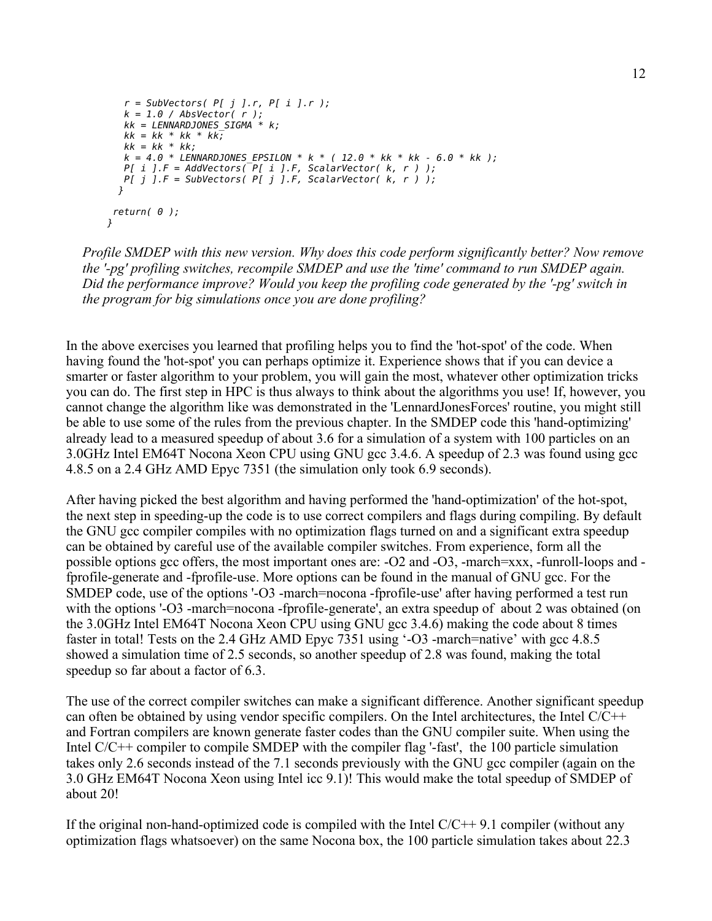```
    r = SubVectors( P[ j ].r, P[ i ].r );
    k = 1.0 / AbsVector( r );
    kk = LENNARDJONES_SIGMA * k;
    kk = kk * kk * kk;
    kk = kk * kk;
    k = 4.0 * LENNARDJONES_EPSILON * k * ( 12.0 * kk * kk - 6.0 * kk );
    P[ i ].F = AddVectors( P[ i ].F, ScalarVector( k, r ) );
    P[ j ].F = SubVectors( P[ j ].F, ScalarVector( k, r ) );
   }

  return( 0 );
}
```

*Profile SMDEP with this new version. Why does this code perform significantly better? Now remove the '-pg' profiling switches, recompile SMDEP and use the 'time' command to run SMDEP again. Did the performance improve? Would you keep the profiling code generated by the '-pg' switch in the program for big simulations once you are done profiling?*

In the above exercises you learned that profiling helps you to find the 'hot-spot' of the code. When having found the 'hot-spot' you can perhaps optimize it. Experience shows that if you can device a smarter or faster algorithm to your problem, you will gain the most, whatever other optimization tricks you can do. The first step in HPC is thus always to think about the algorithms you use! If, however, you cannot change the algorithm like was demonstrated in the 'LennardJonesForces' routine, you might still be able to use some of the rules from the previous chapter. In the SMDEP code this 'hand-optimizing' already lead to a measured speedup of about 3.6 for a simulation of a system with 100 particles on an 3.0GHz Intel EM64T Nocona Xeon CPU using GNU gcc 3.4.6. A speedup of 2.3 was found using gcc 4.8.5 on a 2.4 GHz AMD Epyc 7351 (the simulation only took 6.9 seconds).

After having picked the best algorithm and having performed the 'hand-optimization' of the hot-spot, the next step in speeding-up the code is to use correct compilers and flags during compiling. By default the GNU gcc compiler compiles with no optimization flags turned on and a significant extra speedup can be obtained by careful use of the available compiler switches. From experience, form all the possible options gcc offers, the most important ones are: -O2 and -O3, -march=xxx, -funroll-loops and -fprofile-generate and -fprofile-use. More options can be found in the manual of GNU gcc. For the SMDEP code, use of the options '-O3 -march=nocona -fprofile-use' after having performed a test run with the options '-O3 -march=nocona -fprofile-generate', an extra speedup of about 2 was obtained (on the 3.0GHz Intel EM64T Nocona Xeon CPU using GNU gcc 3.4.6) making the code about 8 times faster in total! Tests on the 2.4 GHz AMD Epyc 7351 using '-O3 -march=native' with gcc 4.8.5 showed a simulation time of 2.5 seconds, so another speedup of 2.8 was found, making the total speedup so far about a factor of 6.3.

The use of the correct compiler switches can make a significant difference. Another significant speedup can often be obtained by using vendor specific compilers. On the Intel architectures, the Intel C/C++ and Fortran compilers are known generate faster codes than the GNU compiler suite. When using the Intel C/C++ compiler to compile SMDEP with the compiler flag '-fast', the 100 particle simulation takes only 2.6 seconds instead of the 7.1 seconds previously with the GNU gcc compiler (again on the 3.0 GHz EM64T Nocona Xeon using Intel icc 9.1)! This would make the total speedup of SMDEP of about 20!

If the original non-hand-optimized code is compiled with the Intel C/C++ 9.1 compiler (without any optimization flags whatsoever) on the same Nocona box, the 100 particle simulation takes about 22.3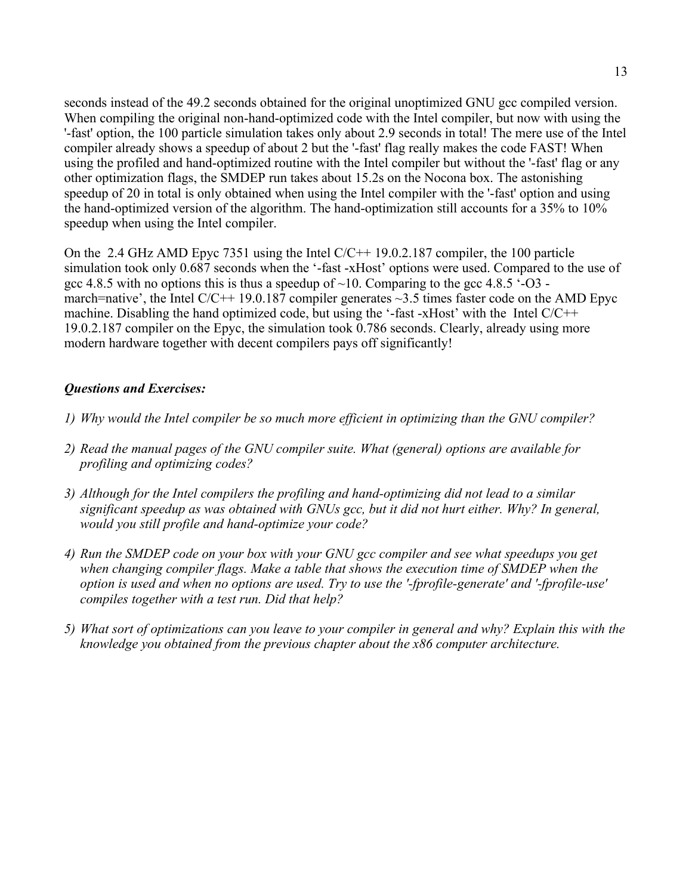seconds instead of the 49.2 seconds obtained for the original unoptimized GNU gcc compiled version. When compiling the original non-hand-optimized code with the Intel compiler, but now with using the '-fast' option, the 100 particle simulation takes only about 2.9 seconds in total! The mere use of the Intel compiler already shows a speedup of about 2 but the '-fast' flag really makes the code FAST! When using the profiled and hand-optimized routine with the Intel compiler but without the '-fast' flag or any other optimization flags, the SMDEP run takes about 15.2s on the Nocona box. The astonishing speedup of 20 in total is only obtained when using the Intel compiler with the '-fast' option and using the hand-optimized version of the algorithm. The hand-optimization still accounts for a 35% to 10% speedup when using the Intel compiler.

On the 2.4 GHz AMD Epyc 7351 using the Intel C/C++ 19.0.2.187 compiler, the 100 particle simulation took only 0.687 seconds when the '-fast -xHost' options were used. Compared to the use of gcc 4.8.5 with no options this is thus a speedup of ~10. Comparing to the gcc 4.8.5 '-O3 -march=native', the Intel C/C++ 19.0.187 compiler generates ~3.5 times faster code on the AMD Epyc machine. Disabling the hand optimized code, but using the '-fast -xHost' with the Intel C/C++ 19.0.2.187 compiler on the Epyc, the simulation took 0.786 seconds. Clearly, already using more modern hardware together with decent compilers pays off significantly!

***Questions and Exercises:***

1) *Why would the Intel compiler be so much more efficient in optimizing than the GNU compiler?*
2) *Read the manual pages of the GNU compiler suite. What (general) options are available for profiling and optimizing codes?*
3) *Although for the Intel compilers the profiling and hand-optimizing did not lead to a similar significant speedup as was obtained with GNUs gcc, but it did not hurt either. Why? In general, would you still profile and hand-optimize your code?*
4) *Run the SMDEP code on your box with your GNU gcc compiler and see what speedups you get when changing compiler flags. Make a table that shows the execution time of SMDEP when the option is used and when no options are used. Try to use the '-fprofile-generate' and '-fprofile-use' compiles together with a test run. Did that help?*
5) *What sort of optimizations can you leave to your compiler in general and why? Explain this with the knowledge you obtained from the previous chapter about the x86 computer architecture.*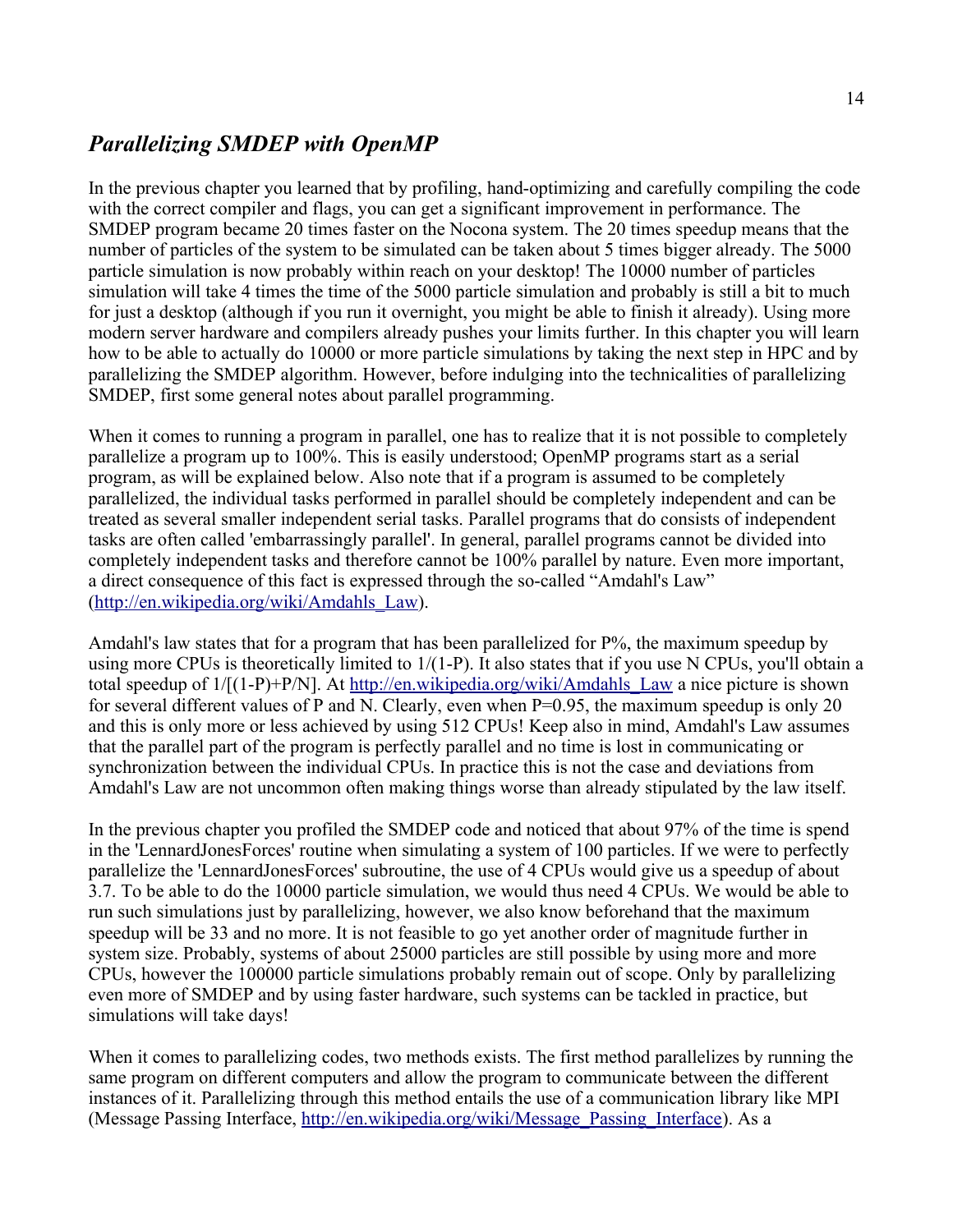## *Parallelizing SMDEP with OpenMP*

In the previous chapter you learned that by profiling, hand-optimizing and carefully compiling the code with the correct compiler and flags, you can get a significant improvement in performance. The SMDEP program became 20 times faster on the Nocona system. The 20 times speedup means that the number of particles of the system to be simulated can be taken about 5 times bigger already. The 5000 particle simulation is now probably within reach on your desktop! The 10000 number of particles simulation will take 4 times the time of the 5000 particle simulation and probably is still a bit to much for just a desktop (although if you run it overnight, you might be able to finish it already). Using more modern server hardware and compilers already pushes your limits further. In this chapter you will learn how to be able to actually do 10000 or more particle simulations by taking the next step in HPC and by parallelizing the SMDEP algorithm. However, before indulging into the technicalities of parallelizing SMDEP, first some general notes about parallel programming.

When it comes to running a program in parallel, one has to realize that it is not possible to completely parallelize a program up to 100%. This is easily understood; OpenMP programs start as a serial program, as will be explained below. Also note that if a program is assumed to be completely parallelized, the individual tasks performed in parallel should be completely independent and can be treated as several smaller independent serial tasks. Parallel programs that do consists of independent tasks are often called 'embarrassingly parallel'. In general, parallel programs cannot be divided into completely independent tasks and therefore cannot be 100% parallel by nature. Even more important, a direct consequence of this fact is expressed through the so-called “Amdahl's Law” (http://en.wikipedia.org/wiki/Amdahls_Law).

Amdahl's law states that for a program that has been parallelized for P%, the maximum speedup by using more CPUs is theoretically limited to 1/(1-P). It also states that if you use N CPUs, you'll obtain a total speedup of 1/[(1-P)+P/N]. At http://en.wikipedia.org/wiki/Amdahls_Law a nice picture is shown for several different values of P and N. Clearly, even when P=0.95, the maximum speedup is only 20 and this is only more or less achieved by using 512 CPUs! Keep also in mind, Amdahl's Law assumes that the parallel part of the program is perfectly parallel and no time is lost in communicating or synchronization between the individual CPUs. In practice this is not the case and deviations from Amdahl's Law are not uncommon often making things worse than already stipulated by the law itself.

In the previous chapter you profiled the SMDEP code and noticed that about 97% of the time is spend in the 'LennardJonesForces' routine when simulating a system of 100 particles. If we were to perfectly parallelize the 'LennardJonesForces' subroutine, the use of 4 CPUs would give us a speedup of about 3.7. To be able to do the 10000 particle simulation, we would thus need 4 CPUs. We would be able to run such simulations just by parallelizing, however, we also know beforehand that the maximum speedup will be 33 and no more. It is not feasible to go yet another order of magnitude further in system size. Probably, systems of about 25000 particles are still possible by using more and more CPUs, however the 100000 particle simulations probably remain out of scope. Only by parallelizing even more of SMDEP and by using faster hardware, such systems can be tackled in practice, but simulations will take days!

When it comes to parallelizing codes, two methods exists. The first method parallelizes by running the same program on different computers and allow the program to communicate between the different instances of it. Parallelizing through this method entails the use of a communication library like MPI (Message Passing Interface, http://en.wikipedia.org/wiki/Message_Passing_Interface). As a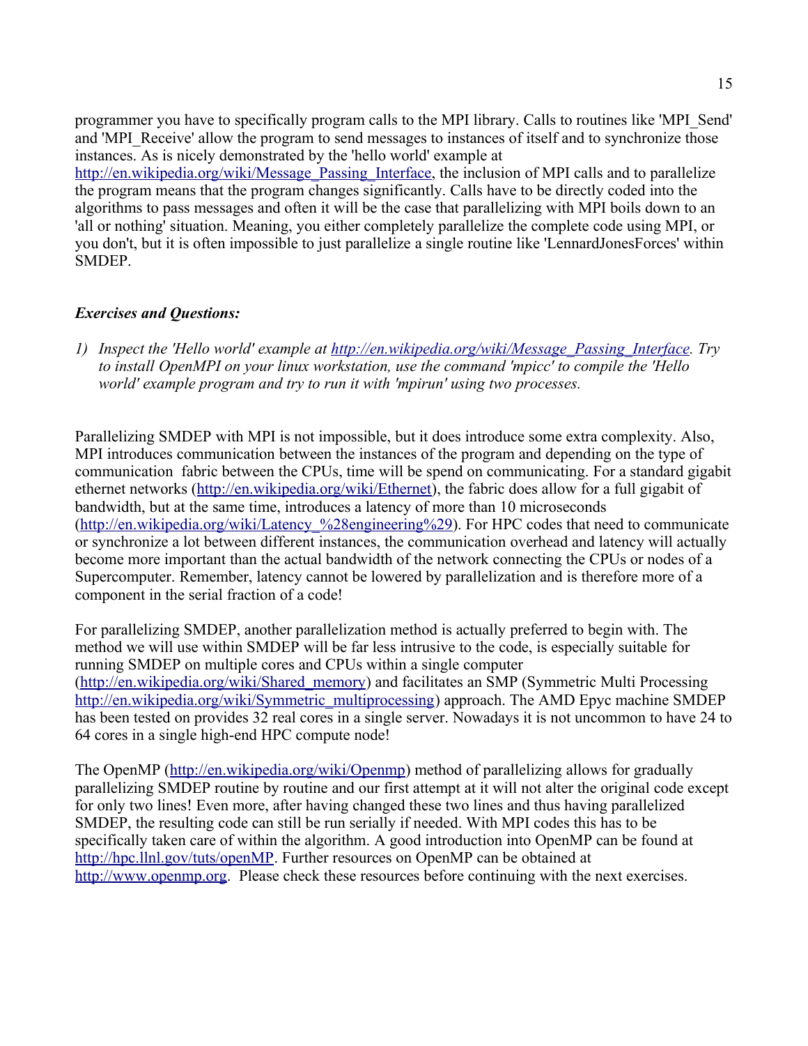programmer you have to specifically program calls to the MPI library. Calls to routines like 'MPI_Send' and 'MPI_Receive' allow the program to send messages to instances of itself and to synchronize those instances. As is nicely demonstrated by the 'hello world' example at http://en.wikipedia.org/wiki/Message_Passing_Interface, the inclusion of MPI calls and to parallelize the program means that the program changes significantly. Calls have to be directly coded into the algorithms to pass messages and often it will be the case that parallelizing with MPI boils down to an 'all or nothing' situation. Meaning, you either completely parallelize the complete code using MPI, or you don't, but it is often impossible to just parallelize a single routine like 'LennardJonesForces' within SMDEP.

***Exercises and Questions:***

1) *Inspect the 'Hello world' example at http://en.wikipedia.org/wiki/Message_Passing_Interface. Try to install OpenMPI on your linux workstation, use the command 'mpicc' to compile the 'Hello world' example program and try to run it with 'mpirun' using two processes.*

Parallelizing SMDEP with MPI is not impossible, but it does introduce some extra complexity. Also, MPI introduces communication between the instances of the program and depending on the type of communication fabric between the CPUs, time will be spend on communicating. For a standard gigabit ethernet networks (http://en.wikipedia.org/wiki/Ethernet), the fabric does allow for a full gigabit of bandwidth, but at the same time, introduces a latency of more than 10 microseconds (http://en.wikipedia.org/wiki/Latency_%28engineering%29). For HPC codes that need to communicate or synchronize a lot between different instances, the communication overhead and latency will actually become more important than the actual bandwidth of the network connecting the CPUs or nodes of a Supercomputer. Remember, latency cannot be lowered by parallelization and is therefore more of a component in the serial fraction of a code!

For parallelizing SMDEP, another parallelization method is actually preferred to begin with. The method we will use within SMDEP will be far less intrusive to the code, is especially suitable for running SMDEP on multiple cores and CPUs within a single computer (http://en.wikipedia.org/wiki/Shared_memory) and facilitates an SMP (Symmetric Multi Processing http://en.wikipedia.org/wiki/Symmetric_multiprocessing) approach. The AMD Epyc machine SMDEP has been tested on provides 32 real cores in a single server. Nowadays it is not uncommon to have 24 to 64 cores in a single high-end HPC compute node!

The OpenMP (http://en.wikipedia.org/wiki/Openmp) method of parallelizing allows for gradually parallelizing SMDEP routine by routine and our first attempt at it will not alter the original code except for only two lines! Even more, after having changed these two lines and thus having parallelized SMDEP, the resulting code can still be run serially if needed. With MPI codes this has to be specifically taken care of within the algorithm. A good introduction into OpenMP can be found at http://hpc.llnl.gov/tuts/openMP. Further resources on OpenMP can be obtained at http://www.openmp.org. Please check these resources before continuing with the next exercises.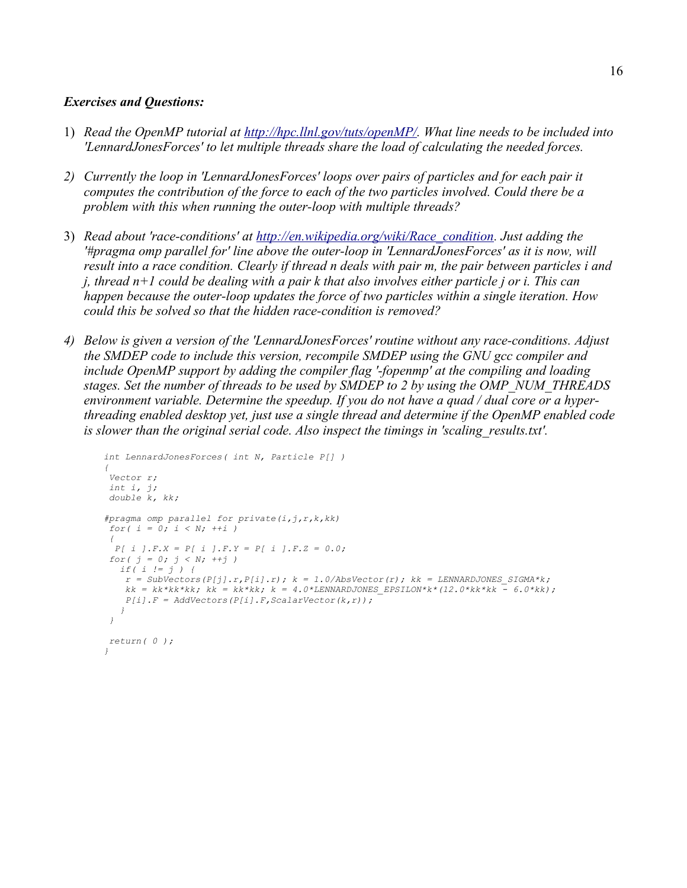***Exercises and Questions:***

1) *Read the OpenMP tutorial at [http://hpc.llnl.gov/tuts/openMP/](http://hpc.llnl.gov/tuts/openMP/). What line needs to be included into 'LennardJonesForces' to let multiple threads share the load of calculating the needed forces.*

2) *Currently the loop in 'LennardJonesForces' loops over pairs of particles and for each pair it computes the contribution of the force to each of the two particles involved. Could there be a problem with this when running the outer-loop with multiple threads?*

3) *Read about 'race-conditions' at [http://en.wikipedia.org/wiki/Race_condition](http://en.wikipedia.org/wiki/Race_condition). Just adding the '#pragma omp parallel for' line above the outer-loop in 'LennardJonesForces' as it is now, will result into a race condition. Clearly if thread n deals with pair m, the pair between particles i and j, thread n+1 could be dealing with a pair k that also involves either particle j or i. This can happen because the outer-loop updates the force of two particles within a single iteration. How could this be solved so that the hidden race-condition is removed?*

4) *Below is given a version of the 'LennardJonesForces' routine without any race-conditions. Adjust the SMDEP code to include this version, recompile SMDEP using the GNU gcc compiler and include OpenMP support by adding the compiler flag '-fopenmp' at the compiling and loading stages. Set the number of threads to be used by SMDEP to 2 by using the OMP_NUM_THREADS environment variable. Determine the speedup. If you do not have a quad / dual core or a hyper-threading enabled desktop yet, just use a single thread and determine if the OpenMP enabled code is slower than the original serial code. Also inspect the timings in 'scaling_results.txt'.*

```
int LennardJonesForces( int N, Particle P[] )
{
 Vector r;
 int i, j;
 double k, kk;

#pragma omp parallel for private(i,j,r,k,kk)
 for( i = 0; i < N; ++i )
 {
  P[ i ].F.X = P[ i ].F.Y = P[ i ].F.Z = 0.0;
 for( j = 0; j < N; ++j )
   if( i != j ) {
    r = SubVectors(P[j].r,P[i].r); k = 1.0/AbsVector(r); kk = LENNARDJONES_SIGMA*k;
    kk = kk*kk*kk; kk = kk*kk; k = 4.0*LENNARDJONES_EPSILON*k*(12.0*kk*kk - 6.0*kk);
    P[i].F = AddVectors(P[i].F,ScalarVector(k,r));
   }
 }

 return( 0 );
}
```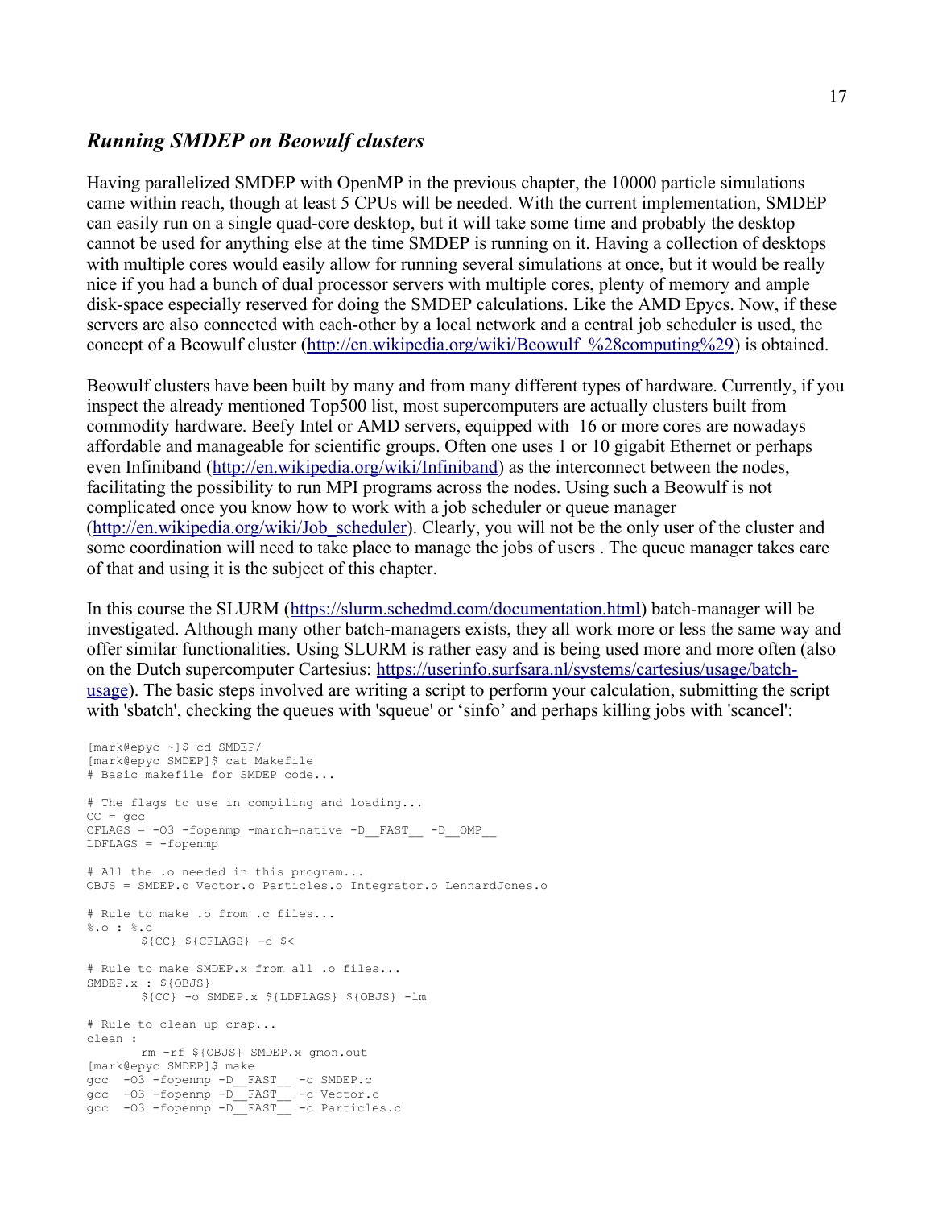## *Running SMDEP on Beowulf clusters*

Having parallelized SMDEP with OpenMP in the previous chapter, the 10000 particle simulations came within reach, though at least 5 CPUs will be needed. With the current implementation, SMDEP can easily run on a single quad-core desktop, but it will take some time and probably the desktop cannot be used for anything else at the time SMDEP is running on it. Having a collection of desktops with multiple cores would easily allow for running several simulations at once, but it would be really nice if you had a bunch of dual processor servers with multiple cores, plenty of memory and ample disk-space especially reserved for doing the SMDEP calculations. Like the AMD Epycs. Now, if these servers are also connected with each-other by a local network and a central job scheduler is used, the concept of a Beowulf cluster (http://en.wikipedia.org/wiki/Beowulf_%28computing%29) is obtained.

Beowulf clusters have been built by many and from many different types of hardware. Currently, if you inspect the already mentioned Top500 list, most supercomputers are actually clusters built from commodity hardware. Beefy Intel or AMD servers, equipped with 16 or more cores are nowadays affordable and manageable for scientific groups. Often one uses 1 or 10 gigabit Ethernet or perhaps even Infiniband (http://en.wikipedia.org/wiki/Infiniband) as the interconnect between the nodes, facilitating the possibility to run MPI programs across the nodes. Using such a Beowulf is not complicated once you know how to work with a job scheduler or queue manager (http://en.wikipedia.org/wiki/Job_scheduler). Clearly, you will not be the only user of the cluster and some coordination will need to take place to manage the jobs of users . The queue manager takes care of that and using it is the subject of this chapter.

In this course the SLURM (https://slurm.schedmd.com/documentation.html) batch-manager will be investigated. Although many other batch-managers exists, they all work more or less the same way and offer similar functionalities. Using SLURM is rather easy and is being used more and more often (also on the Dutch supercomputer Cartesius: https://userinfo.surfsara.nl/systems/cartesius/usage/batch-usage). The basic steps involved are writing a script to perform your calculation, submitting the script with 'sbatch', checking the queues with 'squeue' or 'sinfo' and perhaps killing jobs with 'scancel':

```
[mark@epyc ~]$ cd SMDEP/
[mark@epyc SMDEP]$ cat Makefile
# Basic makefile for SMDEP code...

# The flags to use in compiling and loading...
CC = gcc
CFLAGS = -O3 -fopenmp -march=native -D__FAST__ -D__OMP__
LDFLAGS = -fopenmp

# All the .o needed in this program...
OBJS = SMDEP.o Vector.o Particles.o Integrator.o LennardJones.o

# Rule to make .o from .c files...
%.o : %.c
	${CC} ${CFLAGS} -c $<

# Rule to make SMDEP.x from all .o files...
SMDEP.x : ${OBJS}
	${CC} -o SMDEP.x ${LDFLAGS} ${OBJS} -lm

# Rule to clean up crap...
clean :
	rm -rf ${OBJS} SMDEP.x gmon.out
[mark@epyc SMDEP]$ make
gcc  -O3 -fopenmp -D__FAST__ -c SMDEP.c
gcc  -O3 -fopenmp -D__FAST__ -c Vector.c
gcc  -O3 -fopenmp -D__FAST__ -c Particles.c
```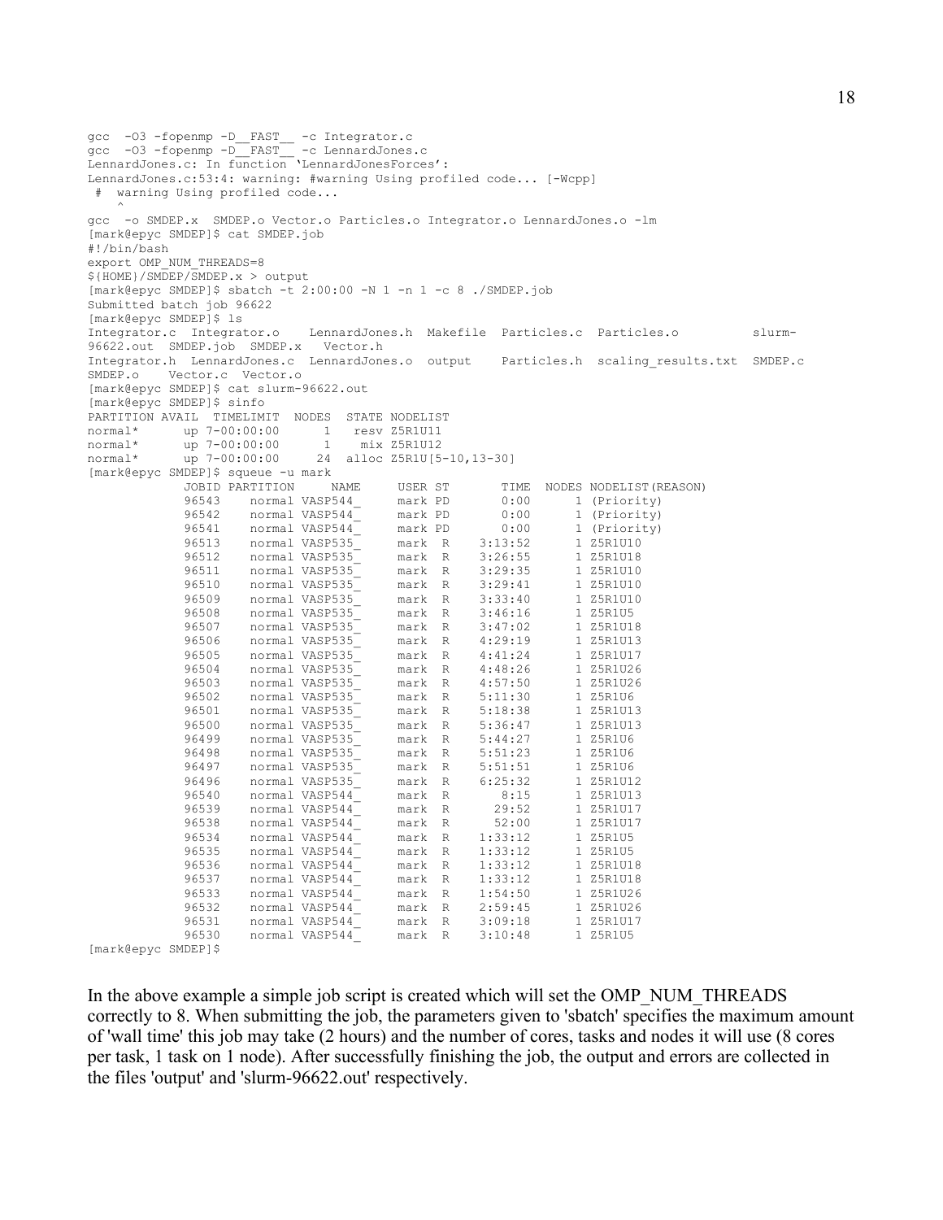```
gcc  -O3 -fopenmp -D__FAST__ -c Integrator.c
gcc  -O3 -fopenmp -D__FAST__ -c LennardJones.c
LennardJones.c: In function 'LennardJonesForces':
LennardJones.c:53:4: warning: #warning Using profiled code... [-Wcpp]
 #  warning Using profiled code...
    ^
gcc  -o SMDEP.x  SMDEP.o Vector.o Particles.o Integrator.o LennardJones.o -lm
[mark@epyc SMDEP]$ cat SMDEP.job
#!/bin/bash
export OMP_NUM_THREADS=8
${HOME}/SMDEP/SMDEP.x > output
[mark@epyc SMDEP]$ sbatch -t 2:00:00 -N 1 -n 1 -c 8 ./SMDEP.job
Submitted batch job 96622
[mark@epyc SMDEP]$ ls
Integrator.c  Integrator.o    LennardJones.h  Makefile  Particles.c  Particles.o         slurm-
96622.out  SMDEP.job  SMDEP.x   Vector.h
Integrator.h  LennardJones.c  LennardJones.o  output    Particles.h  scaling_results.txt  SMDEP.c
SMDEP.o    Vector.c  Vector.o
[mark@epyc SMDEP]$ cat slurm-96622.out
[mark@epyc SMDEP]$ sinfo
PARTITION AVAIL  TIMELIMIT  NODES  STATE NODELIST
normal*      up 7-00:00:00      1   resv Z5R1U11
normal*      up 7-00:00:00      1    mix Z5R1U12
normal*      up 7-00:00:00     24  alloc Z5R1U[5-10,13-30]
[mark@epyc SMDEP]$ squeue -u mark
             JOBID PARTITION     NAME     USER ST       TIME  NODES NODELIST(REASON)
             96543    normal VASP544_     mark PD       0:00      1 (Priority)
             96542    normal VASP544_     mark PD       0:00      1 (Priority)
             96541    normal VASP544_     mark PD       0:00      1 (Priority)
             96513    normal VASP535_     mark  R    3:13:52      1 Z5R1U10
             96512    normal VASP535_     mark  R    3:26:55      1 Z5R1U18
             96511    normal VASP535_     mark  R    3:29:35      1 Z5R1U10
             96510    normal VASP535_     mark  R    3:29:41      1 Z5R1U10
             96509    normal VASP535_     mark  R    3:33:40      1 Z5R1U10
             96508    normal VASP535_     mark  R    3:46:16      1 Z5R1U5
             96507    normal VASP535_     mark  R    3:47:02      1 Z5R1U18
             96506    normal VASP535_     mark  R    4:29:19      1 Z5R1U13
             96505    normal VASP535_     mark  R    4:41:24      1 Z5R1U17
             96504    normal VASP535_     mark  R    4:48:26      1 Z5R1U26
             96503    normal VASP535_     mark  R    4:57:50      1 Z5R1U26
             96502    normal VASP535_     mark  R    5:11:30      1 Z5R1U6
             96501    normal VASP535_     mark  R    5:18:38      1 Z5R1U13
             96500    normal VASP535_     mark  R    5:36:47      1 Z5R1U13
             96499    normal VASP535_     mark  R    5:44:27      1 Z5R1U6
             96498    normal VASP535_     mark  R    5:51:23      1 Z5R1U6
             96497    normal VASP535_     mark  R    5:51:51      1 Z5R1U6
             96496    normal VASP535_     mark  R    6:25:32      1 Z5R1U12
             96540    normal VASP544_     mark  R       8:15      1 Z5R1U13
             96539    normal VASP544_     mark  R      29:52      1 Z5R1U17
             96538    normal VASP544_     mark  R      52:00      1 Z5R1U17
             96534    normal VASP544_     mark  R    1:33:12      1 Z5R1U5
             96535    normal VASP544_     mark  R    1:33:12      1 Z5R1U5
             96536    normal VASP544_     mark  R    1:33:12      1 Z5R1U18
             96537    normal VASP544_     mark  R    1:33:12      1 Z5R1U18
             96533    normal VASP544_     mark  R    1:54:50      1 Z5R1U26
             96532    normal VASP544_     mark  R    2:59:45      1 Z5R1U26
             96531    normal VASP544_     mark  R    3:09:18      1 Z5R1U17
             96530    normal VASP544_     mark  R    3:10:48      1 Z5R1U5
[mark@epyc SMDEP]$
```

In the above example a simple job script is created which will set the OMP_NUM_THREADS correctly to 8. When submitting the job, the parameters given to 'sbatch' specifies the maximum amount of 'wall time' this job may take (2 hours) and the number of cores, tasks and nodes it will use (8 cores per task, 1 task on 1 node). After successfully finishing the job, the output and errors are collected in the files 'output' and 'slurm-96622.out' respectively.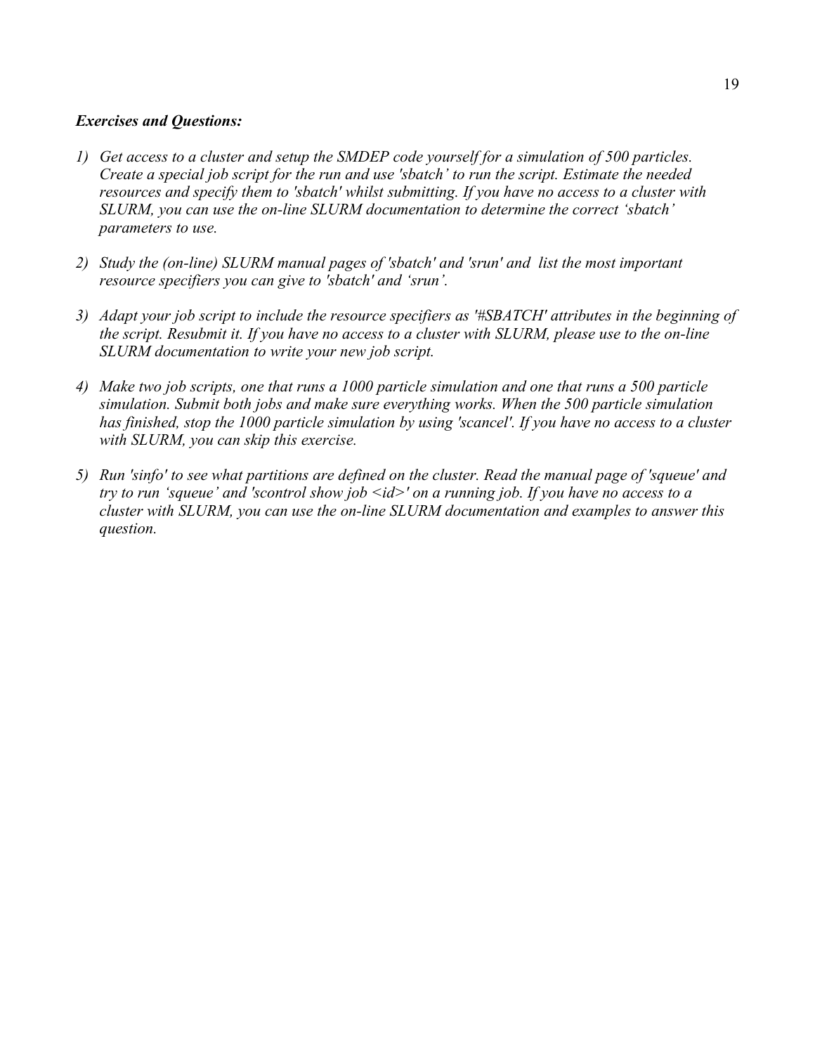***Exercises and Questions:***

1) *Get access to a cluster and setup the SMDEP code yourself for a simulation of 500 particles. Create a special job script for the run and use 'sbatch' to run the script. Estimate the needed resources and specify them to 'sbatch' whilst submitting. If you have no access to a cluster with SLURM, you can use the on-line SLURM documentation to determine the correct 'sbatch' parameters to use.*

2) *Study the (on-line) SLURM manual pages of 'sbatch' and 'srun' and list the most important resource specifiers you can give to 'sbatch' and 'srun'.*

3) *Adapt your job script to include the resource specifiers as '#SBATCH' attributes in the beginning of the script. Resubmit it. If you have no access to a cluster with SLURM, please use to the on-line SLURM documentation to write your new job script.*

4) *Make two job scripts, one that runs a 1000 particle simulation and one that runs a 500 particle simulation. Submit both jobs and make sure everything works. When the 500 particle simulation has finished, stop the 1000 particle simulation by using 'scancel'. If you have no access to a cluster with SLURM, you can skip this exercise.*

5) *Run 'sinfo' to see what partitions are defined on the cluster. Read the manual page of 'squeue' and try to run 'squeue' and 'scontrol show job <id>' on a running job. If you have no access to a cluster with SLURM, you can use the on-line SLURM documentation and examples to answer this question.*